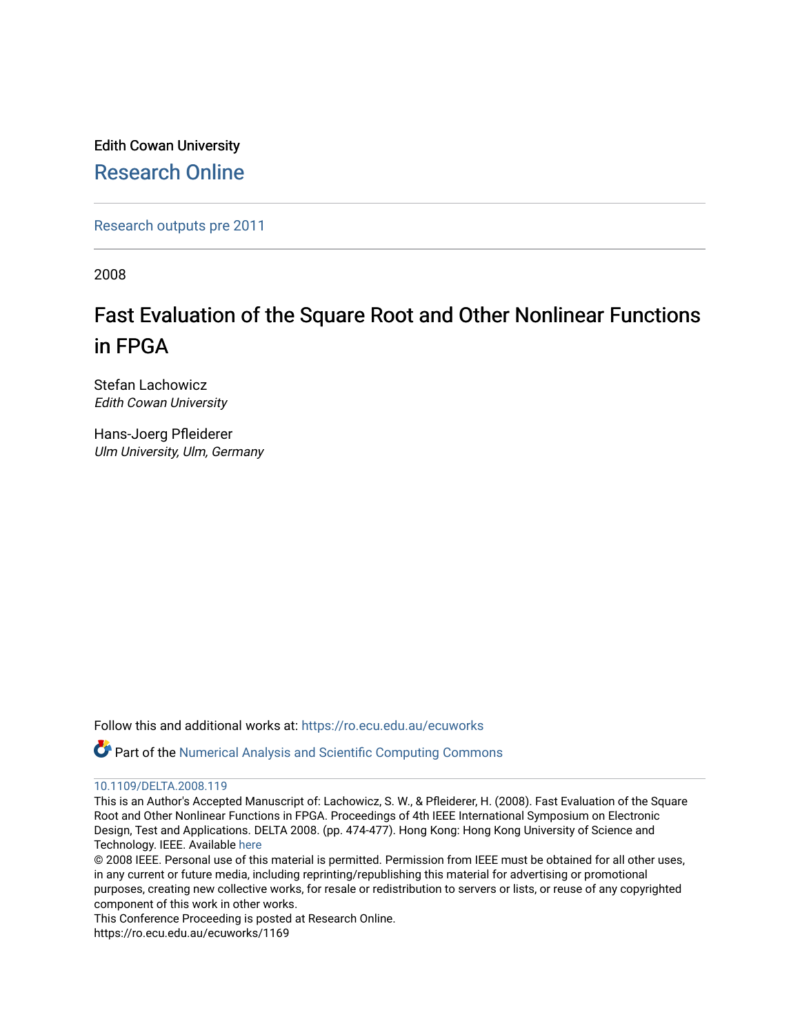Edith Cowan University

Research Online

Research outputs pre 2011

2008

# Fast Evaluation of the Square Root and Other Nonlinear Functions in FPGA

Stefan Lachowicz
*Edith Cowan University*

Hans-Joerg Pfleiderer
*Ulm University, Ulm, Germany*

Follow this and additional works at: https://ro.ecu.edu.au/ecuworks

Part of the Numerical Analysis and Scientific Computing Commons

10.1109/DELTA.2008.119

This is an Author's Accepted Manuscript of: Lachowicz, S. W., & Pfleiderer, H. (2008). Fast Evaluation of the Square Root and Other Nonlinear Functions in FPGA. Proceedings of 4th IEEE International Symposium on Electronic Design, Test and Applications. DELTA 2008. (pp. 474-477). Hong Kong: Hong Kong University of Science and Technology. IEEE. Available here

© 2008 IEEE. Personal use of this material is permitted. Permission from IEEE must be obtained for all other uses, in any current or future media, including reprinting/republishing this material for advertising or promotional purposes, creating new collective works, for resale or redistribution to servers or lists, or reuse of any copyrighted component of this work in other works.

This Conference Proceeding is posted at Research Online.

https://ro.ecu.edu.au/ecuworks/1169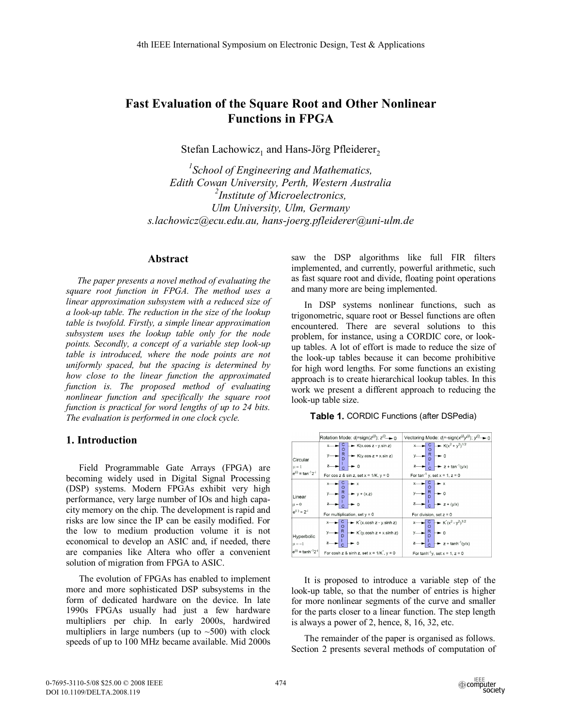# Fast Evaluation of the Square Root and Other Nonlinear Functions in FPGA

Stefan Lachowicz[1] and Hans-Jörg Pfleiderer[2]

[1]*School of Engineering and Mathematics,*
*Edith Cowan University, Perth, Western Australia*
[2]*Institute of Microelectronics,*
*Ulm University, Ulm, Germany*
*s.lachowicz@ecu.edu.au, hans-joerg.pfleiderer@uni-ulm.de*

## Abstract

*The paper presents a novel method of evaluating the square root function in FPGA. The method uses a linear approximation subsystem with a reduced size of a look-up table. The reduction in the size of the lookup table is twofold. Firstly, a simple linear approximation subsystem uses the lookup table only for the node points. Secondly, a concept of a variable step look-up table is introduced, where the node points are not uniformly spaced, but the spacing is determined by how close to the linear function the approximated function is. The proposed method of evaluating nonlinear function and specifically the square root function is practical for word lengths of up to 24 bits. The evaluation is performed in one clock cycle.*

## 1. Introduction

Field Programmable Gate Arrays (FPGA) are becoming widely used in Digital Signal Processing (DSP) systems. Modern FPGAs exhibit very high performance, very large number of IOs and high capacity memory on the chip. The development is rapid and risks are low since the IP can be easily modified. For the low to medium production volume it is not economical to develop an ASIC and, if needed, there are companies like Altera who offer a convenient solution of migration from FPGA to ASIC.

The evolution of FPGAs has enabled to implement more and more sophisticated DSP subsystems in the form of dedicated hardware on the device. In late 1990s FPGAs usually had just a few hardware multipliers per chip. In early 2000s, hardwired multipliers in large numbers (up to ~500) with clock speeds of up to 100 MHz became available. Mid 2000s saw the DSP algorithms like full FIR filters implemented, and currently, powerful arithmetic, such as fast square root and divide, floating point operations and many more are being implemented.

In DSP systems nonlinear functions, such as trigonometric, square root or Bessel functions are often encountered. There are several solutions to this problem, for instance, using a CORDIC core, or look-up tables. A lot of effort is made to reduce the size of the look-up tables because it can become prohibitive for high word lengths. For some functions an existing approach is to create hierarchical lookup tables. In this work we present a different approach to reducing the look-up table size.

**Table 1.** CORDIC Functions (after DSPedia)

| | Rotation Mode: $d_i = \text{sign}(z^{(i)})$; $z^{(i)} \rightarrow 0$ | Vectoring Mode: $d_i = -\text{sign}(x^{(i)}y^{(i)})$; $y^{(i)} \rightarrow 0$ |
|---|---|---|
| Circular $\mu = 1$, $e^{(i)} = \tan^{-1}2^{-i}$ | $x \rightarrow K(x.\cos z - y.\sin z)$; $y \rightarrow K(y.\cos z + x.\sin z)$; $z \rightarrow 0$. For cos z & sin z, set x = 1/K, y = 0 | $x \rightarrow K(x^2 + y^2)^{1/2}$; $y \rightarrow 0$; $z \rightarrow z + \tan^{-1}(y/x)$. For $\tan^{-1}$ y, set x = 1, z = 0 |
| Linear $\mu = 0$, $e^{(i)} = 2^{-i}$ | $x \rightarrow x$; $y \rightarrow y + (x.z)$; $z \rightarrow 0$. For multiplication, set y = 0 | $x \rightarrow x$; $y \rightarrow 0$; $z \rightarrow z + (y/x)$. For division, set z = 0 |
| Hyperbolic $\mu = -1$, $e^{(i)} = \tanh^{-1}2^{-i}$ | $x \rightarrow K^*(x.\cosh z - y.\sinh z)$; $y \rightarrow K^*(y.\cosh z + x.\sinh z)$; $z \rightarrow 0$. For cosh z & sinh z, set x = 1/K*, y = 0 | $x \rightarrow K^*(x^2 - y^2)^{1/2}$; $y \rightarrow 0$; $z \rightarrow z + \tanh^{-1}(y/x)$. For $\tanh^{-1}$ y, set x = 1, z = 0 |

It is proposed to introduce a variable step of the look-up table, so that the number of entries is higher for more nonlinear segments of the curve and smaller for the parts closer to a linear function. The step length is always a power of 2, hence, 8, 16, 32, etc.

The remainder of the paper is organised as follows. Section 2 presents several methods of computation of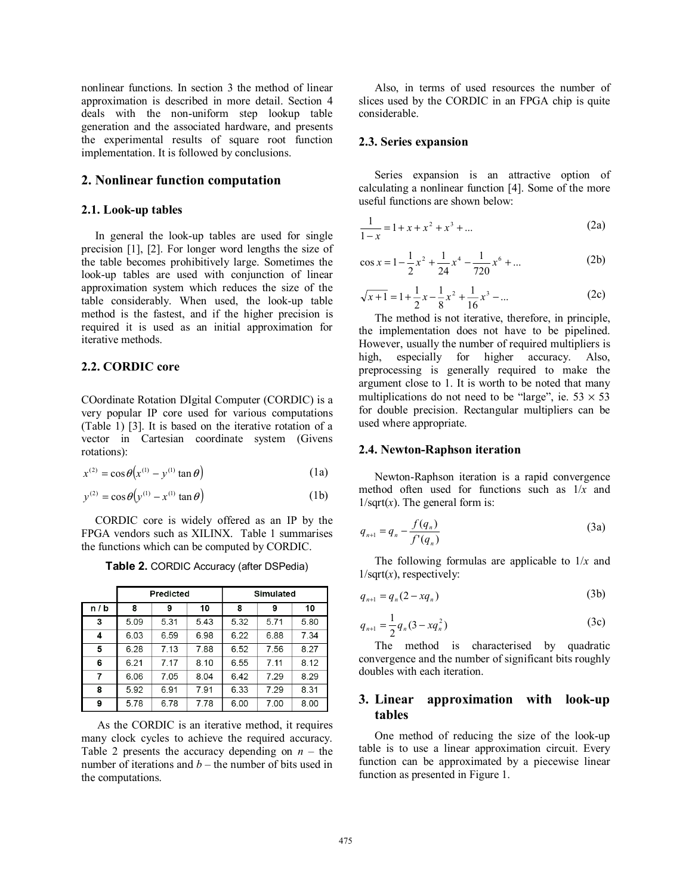nonlinear functions. In section 3 the method of linear approximation is described in more detail. Section 4 deals with the non-uniform step lookup table generation and the associated hardware, and presents the experimental results of square root function implementation. It is followed by conclusions.

## 2. Nonlinear function computation

### 2.1. Look-up tables

In general the look-up tables are used for single precision [1], [2]. For longer word lengths the size of the table becomes prohibitively large. Sometimes the look-up tables are used with conjunction of linear approximation system which reduces the size of the table considerably. When used, the look-up table method is the fastest, and if the higher precision is required it is used as an initial approximation for iterative methods.

### 2.2. CORDIC core

COordinate Rotation DIgital Computer (CORDIC) is a very popular IP core used for various computations (Table 1) [3]. It is based on the iterative rotation of a vector in Cartesian coordinate system (Givens rotations):

$$x^{(2)} = \cos\theta\left(x^{(1)} - y^{(1)}\tan\theta\right) \quad (1a)$$

$$y^{(2)} = \cos\theta\left(y^{(1)} - x^{(1)}\tan\theta\right) \quad (1b)$$

CORDIC core is widely offered as an IP by the FPGA vendors such as XILINX. Table 1 summarises the functions which can be computed by CORDIC.

**Table 2.** CORDIC Accuracy (after DSPedia)

| | Predicted | | | Simulated | | |
|---|---|---|---|---|---|---|
| **n / b** | **8** | **9** | **10** | **8** | **9** | **10** |
| **3** | 5.09 | 5.31 | 5.43 | 5.32 | 5.71 | 5.80 |
| **4** | 6.03 | 6.59 | 6.98 | 6.22 | 6.88 | 7.34 |
| **5** | 6.28 | 7.13 | 7.88 | 6.52 | 7.56 | 8.27 |
| **6** | 6.21 | 7.17 | 8.10 | 6.55 | 7.11 | 8.12 |
| **7** | 6.06 | 7.05 | 8.04 | 6.42 | 7.29 | 8.29 |
| **8** | 5.92 | 6.91 | 7.91 | 6.33 | 7.29 | 8.31 |
| **9** | 5.78 | 6.78 | 7.78 | 6.00 | 7.00 | 8.00 |

As the CORDIC is an iterative method, it requires many clock cycles to achieve the required accuracy. Table 2 presents the accuracy depending on $n$ – the number of iterations and $b$ – the number of bits used in the computations.

Also, in terms of used resources the number of slices used by the CORDIC in an FPGA chip is quite considerable.

### 2.3. Series expansion

Series expansion is an attractive option of calculating a nonlinear function [4]. Some of the more useful functions are shown below:

$$\frac{1}{1-x} = 1 + x + x^2 + x^3 + \ldots \quad (2a)$$

$$\cos x = 1 - \frac{1}{2}x^2 + \frac{1}{24}x^4 - \frac{1}{720}x^6 + \ldots \quad (2b)$$

$$\sqrt{x+1} = 1 + \frac{1}{2}x - \frac{1}{8}x^2 + \frac{1}{16}x^3 - \ldots \quad (2c)$$

The method is not iterative, therefore, in principle, the implementation does not have to be pipelined. However, usually the number of required multipliers is high, especially for higher accuracy. Also, preprocessing is generally required to make the argument close to 1. It is worth to be noted that many multiplications do not need to be "large", ie. $53 \times 53$ for double precision. Rectangular multipliers can be used where appropriate.

### 2.4. Newton-Raphson iteration

Newton-Raphson iteration is a rapid convergence method often used for functions such as $1/x$ and $1/\text{sqrt}(x)$. The general form is:

$$q_{n+1} = q_n - \frac{f(q_n)}{f'(q_n)} \quad (3a)$$

The following formulas are applicable to $1/x$ and $1/\text{sqrt}(x)$, respectively:

$$q_{n+1} = q_n(2 - xq_n) \quad (3b)$$

$$q_{n+1} = \frac{1}{2}q_n(3 - xq_n^2) \quad (3c)$$

The method is characterised by quadratic convergence and the number of significant bits roughly doubles with each iteration.

## 3. Linear approximation with look-up tables

One method of reducing the size of the look-up table is to use a linear approximation circuit. Every function can be approximated by a piecewise linear function as presented in Figure 1.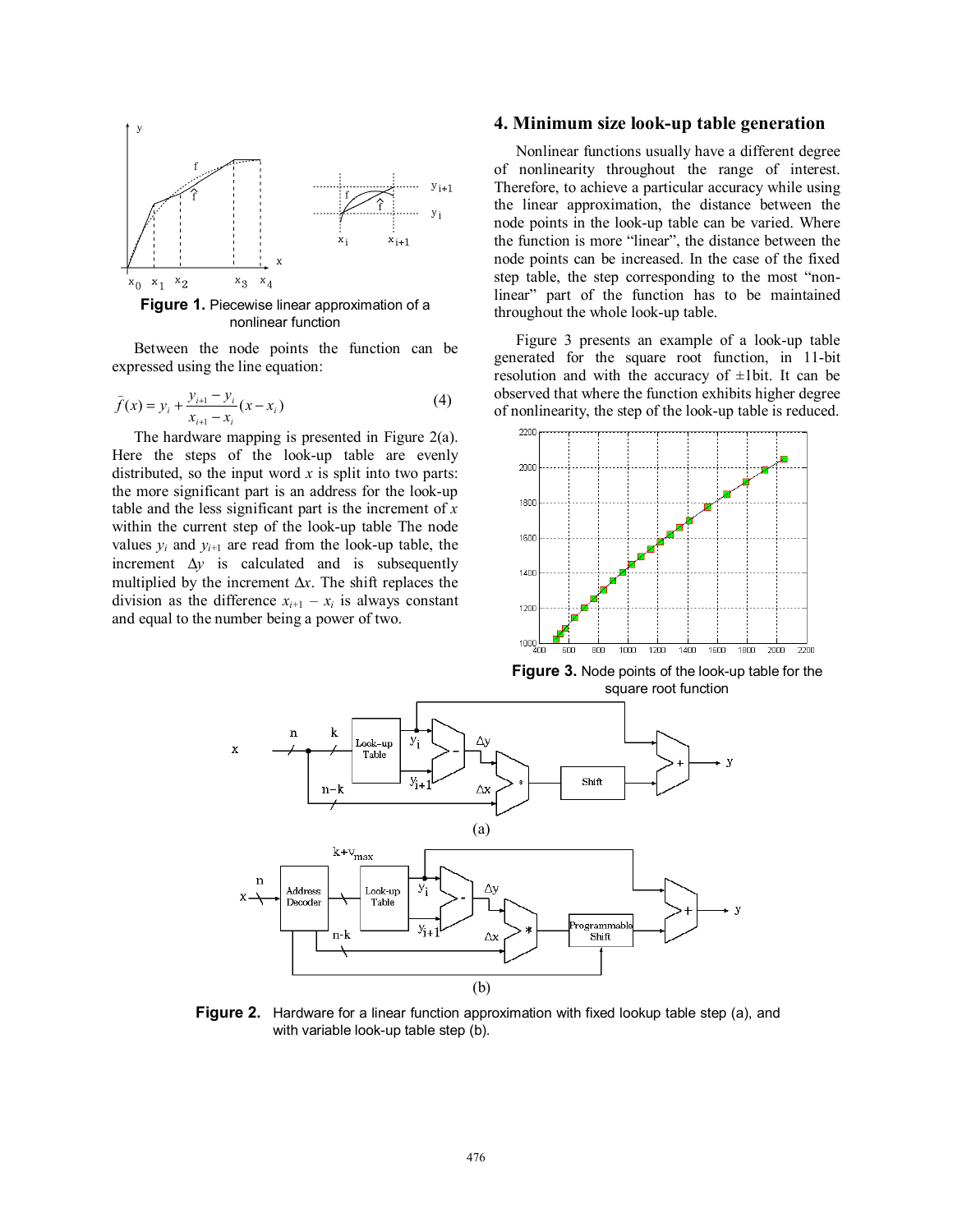Figure 1. Piecewise linear approximation of a nonlinear function

Between the node points the function can be expressed using the line equation:

$$\hat{f}(x) = y_i + \frac{y_{i+1} - y_i}{x_{i+1} - x_i}(x - x_i) \quad (4)$$

The hardware mapping is presented in Figure 2(a). Here the steps of the look-up table are evenly distributed, so the input word $x$ is split into two parts: the more significant part is an address for the look-up table and the less significant part is the increment of $x$ within the current step of the look-up table The node values $y_i$ and $y_{i+1}$ are read from the look-up table, the increment $\Delta y$ is calculated and is subsequently multiplied by the increment $\Delta x$. The shift replaces the division as the difference $x_{i+1} - x_i$ is always constant and equal to the number being a power of two.

## 4. Minimum size look-up table generation

Nonlinear functions usually have a different degree of nonlinearity throughout the range of interest. Therefore, to achieve a particular accuracy while using the linear approximation, the distance between the node points in the look-up table can be varied. Where the function is more "linear", the distance between the node points can be increased. In the case of the fixed step table, the step corresponding to the most "non-linear" part of the function has to be maintained throughout the whole look-up table.

Figure 3 presents an example of a look-up table generated for the square root function, in 11-bit resolution and with the accuracy of ±1bit. It can be observed that where the function exhibits higher degree of nonlinearity, the step of the look-up table is reduced.

Figure 3. Node points of the look-up table for the square root function

Figure 2. Hardware for a linear function approximation with fixed lookup table step (a), and with variable look-up table step (b).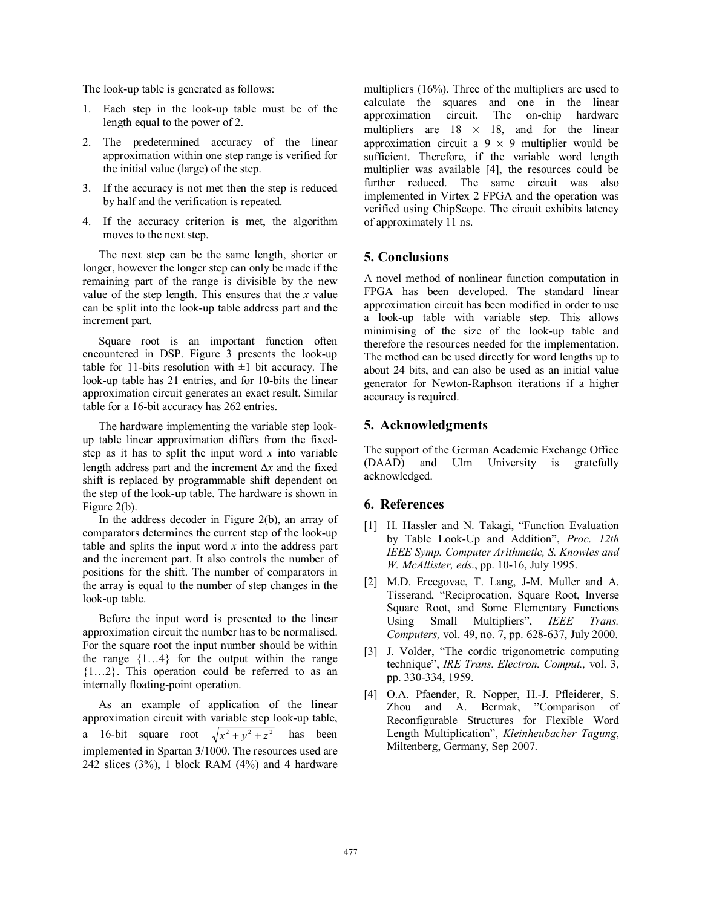The look-up table is generated as follows:

1. Each step in the look-up table must be of the length equal to the power of 2.
2. The predetermined accuracy of the linear approximation within one step range is verified for the initial value (large) of the step.
3. If the accuracy is not met then the step is reduced by half and the verification is repeated.
4. If the accuracy criterion is met, the algorithm moves to the next step.

The next step can be the same length, shorter or longer, however the longer step can only be made if the remaining part of the range is divisible by the new value of the step length. This ensures that the $x$ value can be split into the look-up table address part and the increment part.

Square root is an important function often encountered in DSP. Figure 3 presents the look-up table for 11-bits resolution with ±1 bit accuracy. The look-up table has 21 entries, and for 10-bits the linear approximation circuit generates an exact result. Similar table for a 16-bit accuracy has 262 entries.

The hardware implementing the variable step look-up table linear approximation differs from the fixed-step as it has to split the input word $x$ into variable length address part and the increment $\Delta x$ and the fixed shift is replaced by programmable shift dependent on the step of the look-up table. The hardware is shown in Figure 2(b).

In the address decoder in Figure 2(b), an array of comparators determines the current step of the look-up table and splits the input word $x$ into the address part and the increment part. It also controls the number of positions for the shift. The number of comparators in the array is equal to the number of step changes in the look-up table.

Before the input word is presented to the linear approximation circuit the number has to be normalised. For the square root the input number should be within the range {1…4} for the output within the range {1…2}. This operation could be referred to as an internally floating-point operation.

As an example of application of the linear approximation circuit with variable step look-up table, a 16-bit square root $\sqrt{x^2 + y^2 + z^2}$ has been implemented in Spartan 3/1000. The resources used are 242 slices (3%), 1 block RAM (4%) and 4 hardware multipliers (16%). Three of the multipliers are used to calculate the squares and one in the linear approximation circuit. The on-chip hardware multipliers are 18 × 18, and for the linear approximation circuit a 9 × 9 multiplier would be sufficient. Therefore, if the variable word length multiplier was available [4], the resources could be further reduced. The same circuit was also implemented in Virtex 2 FPGA and the operation was verified using ChipScope. The circuit exhibits latency of approximately 11 ns.

## 5. Conclusions

A novel method of nonlinear function computation in FPGA has been developed. The standard linear approximation circuit has been modified in order to use a look-up table with variable step. This allows minimising of the size of the look-up table and therefore the resources needed for the implementation. The method can be used directly for word lengths up to about 24 bits, and can also be used as an initial value generator for Newton-Raphson iterations if a higher accuracy is required.

## 5. Acknowledgments

The support of the German Academic Exchange Office (DAAD) and Ulm University is gratefully acknowledged.

## 6. References

[1] H. Hassler and N. Takagi, "Function Evaluation by Table Look-Up and Addition", *Proc. 12th IEEE Symp. Computer Arithmetic, S. Knowles and W. McAllister, eds.*, pp. 10-16, July 1995.

[2] M.D. Ercegovac, T. Lang, J-M. Muller and A. Tisserand, "Reciprocation, Square Root, Inverse Square Root, and Some Elementary Functions Using Small Multipliers", *IEEE Trans. Computers,* vol. 49, no. 7, pp. 628-637, July 2000.

[3] J. Volder, "The cordic trigonometric computing technique", *IRE Trans. Electron. Comput.,* vol. 3, pp. 330-334, 1959.

[4] O.A. Pfaender, R. Nopper, H.-J. Pfleiderer, S. Zhou and A. Bermak, "Comparison of Reconfigurable Structures for Flexible Word Length Multiplication", *Kleinheubacher Tagung*, Miltenberg, Germany, Sep 2007.